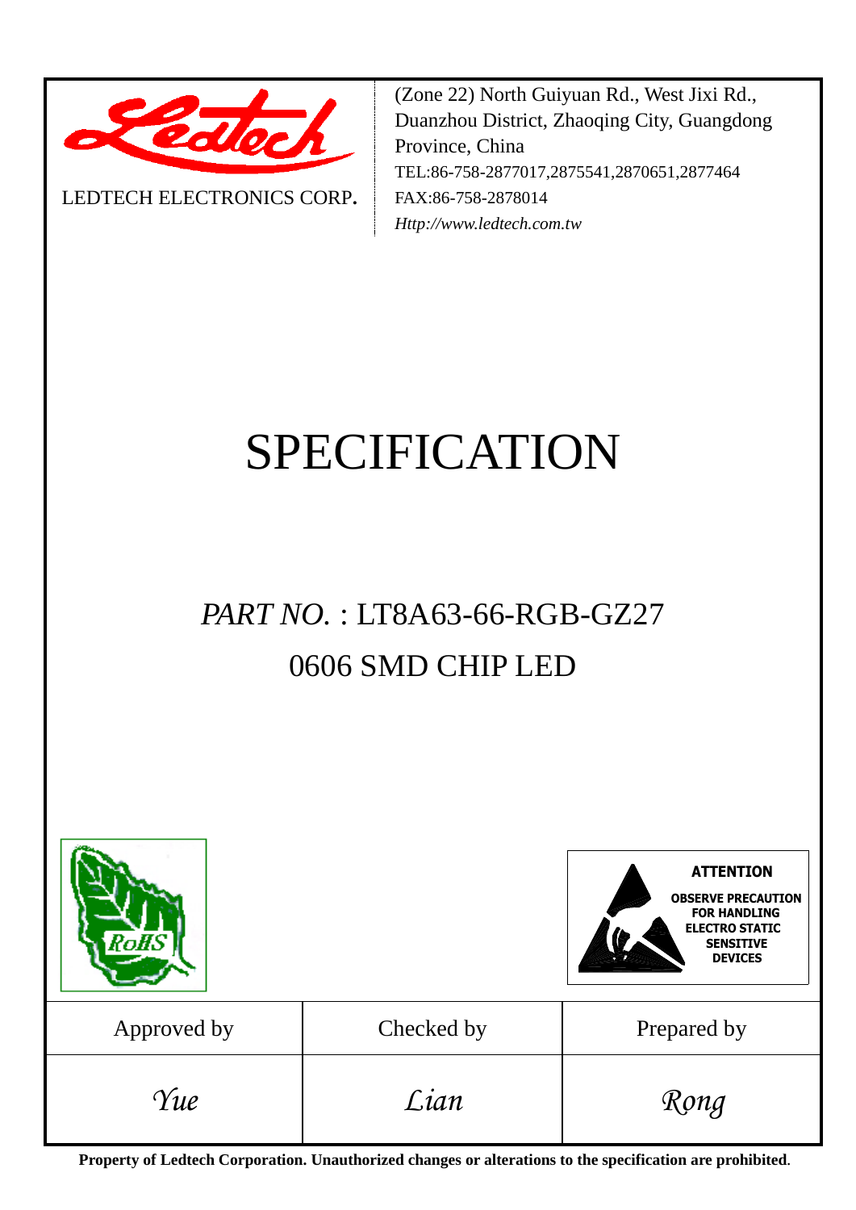LEDTECH ELECTRONICS CORP.

(Zone 22) North Guiyuan Rd., West Jixi Rd., Duanzhou District, Zhaoqing City, Guangdong Province, China
TEL:86-758-2877017,2875541,2870651,2877464
FAX:86-758-2878014
*Http://www.ledtech.com.tw*

# SPECIFICATION

## *PART NO.* : LT8A63-66-RGB-GZ27
## 0606 SMD CHIP LED

RoHS

**ATTENTION**
**OBSERVE PRECAUTION FOR HANDLING ELECTRO STATIC SENSITIVE DEVICES**

| Approved by | Checked by | Prepared by |
|---|---|---|
| *Yue* | *Lian* | *Rong* |

**Property of Ledtech Corporation. Unauthorized changes or alterations to the specification are prohibited.**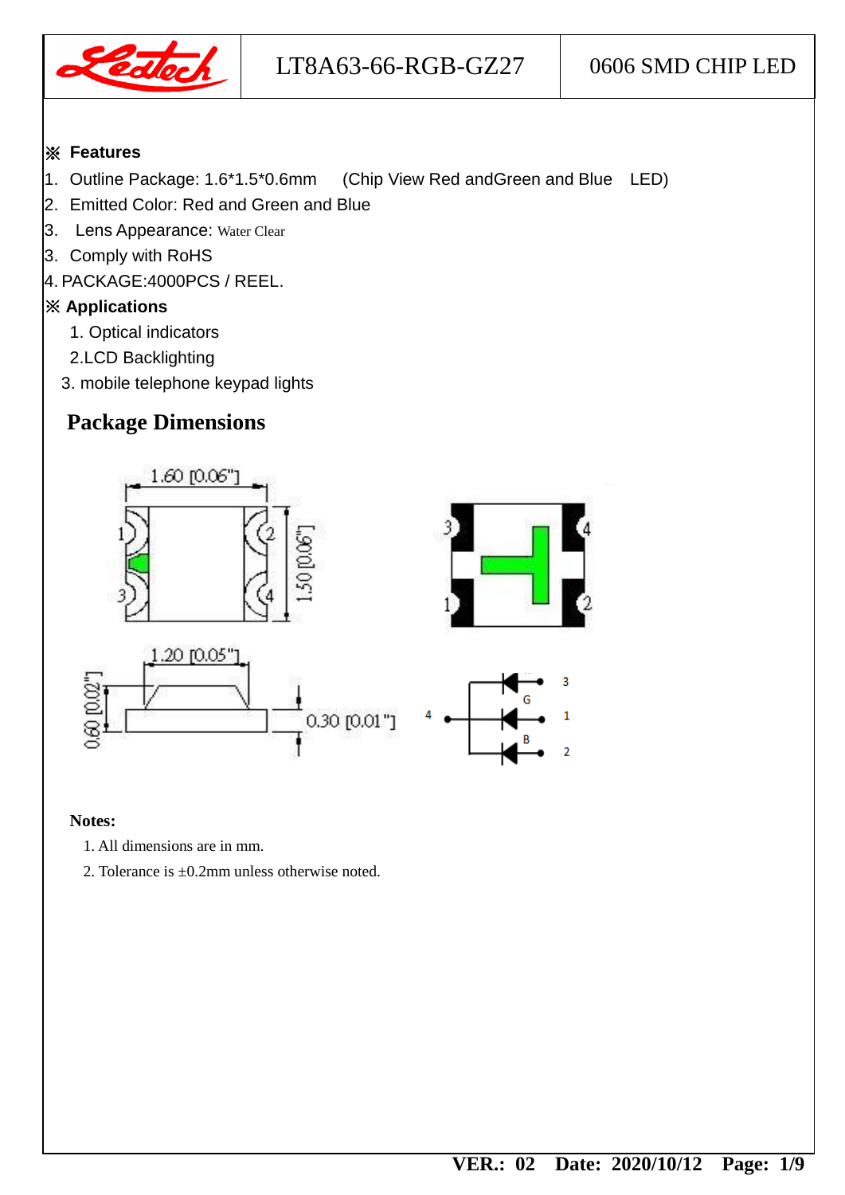| Ledtech | LT8A63-66-RGB-GZ27 | 0606 SMD CHIP LED |
|---|---|---|

※ **Features**

1. Outline Package: 1.6*1.5*0.6mm (Chip View Red andGreen and Blue LED)
2. Emitted Color: Red and Green and Blue
3. Lens Appearance: Water Clear
3. Comply with RoHS
4. PACKAGE:4000PCS / REEL.

※ **Applications**

1. Optical indicators
2. LCD Backlighting
3. mobile telephone keypad lights

## Package Dimensions

1.60 [0.06"]

1.50 [0.06"]

1.20 [0.05"]

0.60 [0.02"]

0.30 [0.01"]

**Notes:**

1. All dimensions are in mm.
2. Tolerance is ±0.2mm unless otherwise noted.

**VER.: 02 Date: 2020/10/12**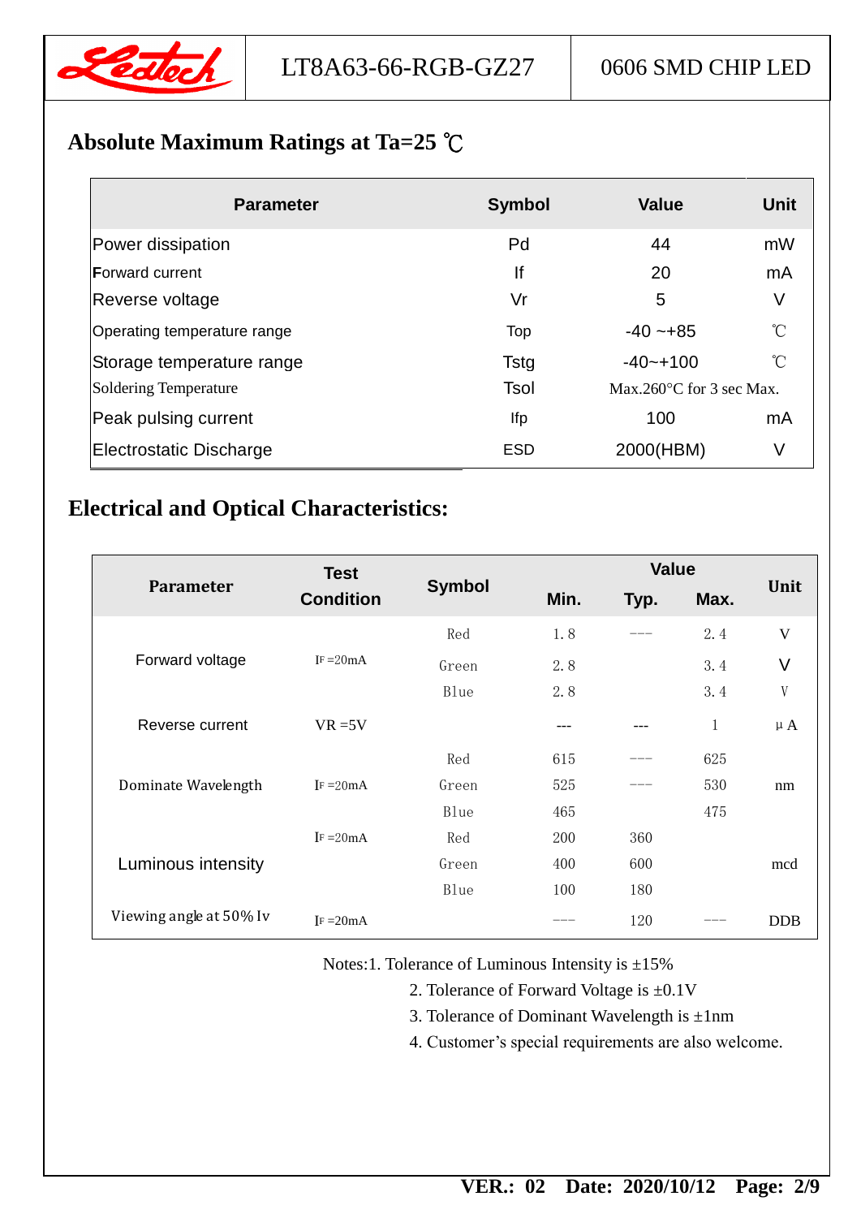## Absolute Maximum Ratings at Ta=25 ℃

| Parameter | Symbol | Value | Unit |
|---|---|---|---|
| Power dissipation | Pd | 44 | mW |
| Forward current | If | 20 | mA |
| Reverse voltage | Vr | 5 | V |
| Operating temperature range | Top | -40 ~+85 | ℃ |
| Storage temperature range | Tstg | -40~+100 | ℃ |
| Soldering Temperature | Tsol | Max.260°C for 3 sec Max. | |
| Peak pulsing current | Ifp | 100 | mA |
| Electrostatic Discharge | ESD | 2000(HBM) | V |

## Electrical and Optical Characteristics:

| Parameter | Test Condition | Symbol | Value | | | Unit |
|---|---|---|---|---|---|---|
| | | | Min. | Typ. | Max. | |
| Forward voltage | IF =20mA | Red | 1.8 | --- | 2.4 | V |
| | | Green | 2.8 | | 3.4 | V |
| | | Blue | 2.8 | | 3.4 | V |
| Reverse current | VR =5V | | --- | --- | 1 | μA |
| Dominate Wavelength | IF =20mA | Red | 615 | --- | 625 | nm |
| | | Green | 525 | --- | 530 | |
| | | Blue | 465 | | 475 | |
| Luminous intensity | IF =20mA | Red | 200 | 360 | | mcd |
| | | Green | 400 | 600 | | |
| | | Blue | 100 | 180 | | |
| Viewing angle at 50% Iv | IF =20mA | | --- | 120 | --- | DDB |

Notes:1. Tolerance of Luminous Intensity is ±15%

2. Tolerance of Forward Voltage is ±0.1V

3. Tolerance of Dominant Wavelength is ±1nm

4. Customer's special requirements are also welcome.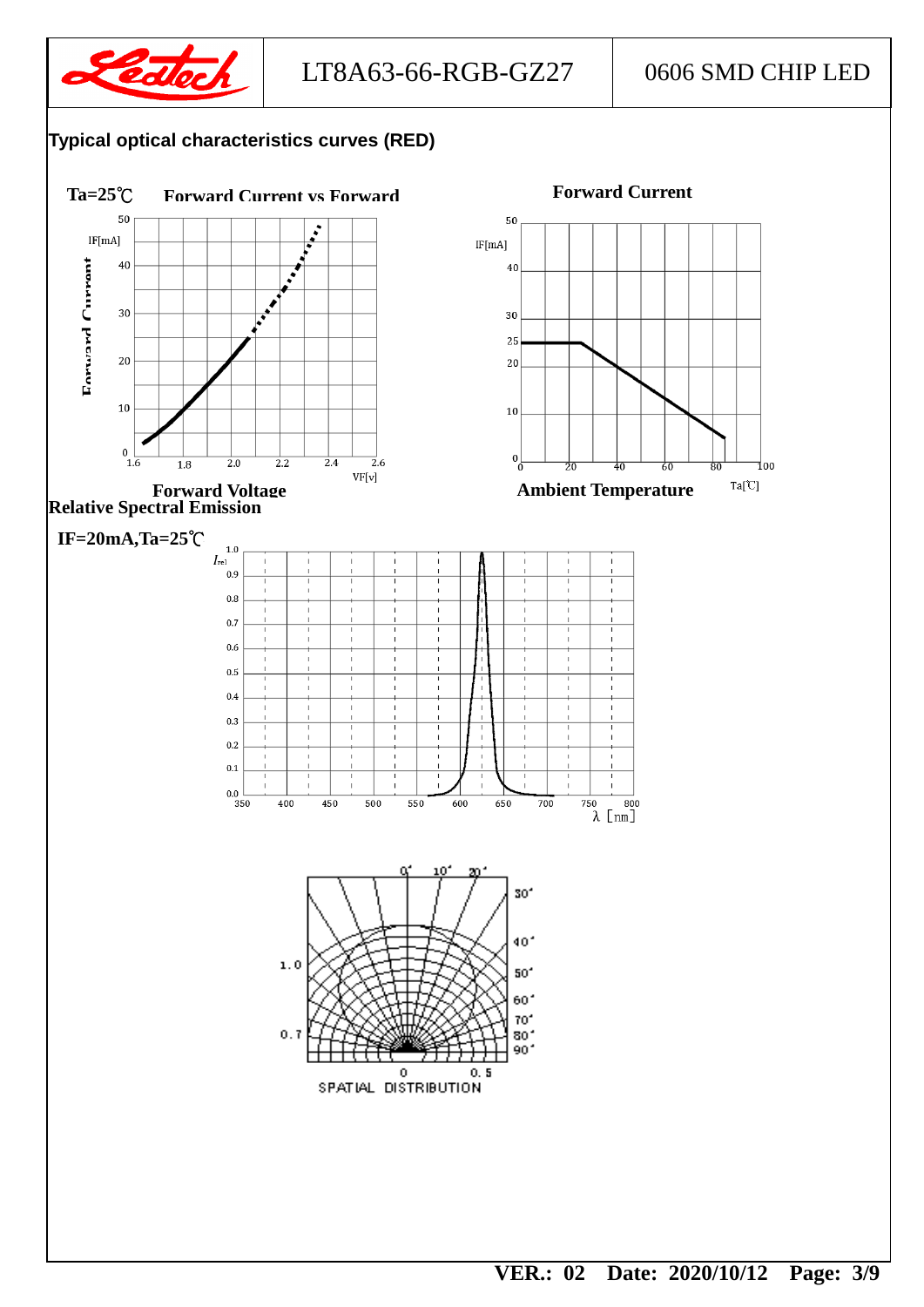## Typical optical characteristics curves (RED)

Ta=25℃ Forward Current vs Forward

Forward Current

IF[mA]

Forward Voltage

VF[v]

Forward Current

IF[mA]

Ambient Temperature

Ta[℃]

Relative Spectral Emission

IF=20mA,Ta=25℃

$I_{rel}$

λ [nm]

SPATIAL DISTRIBUTION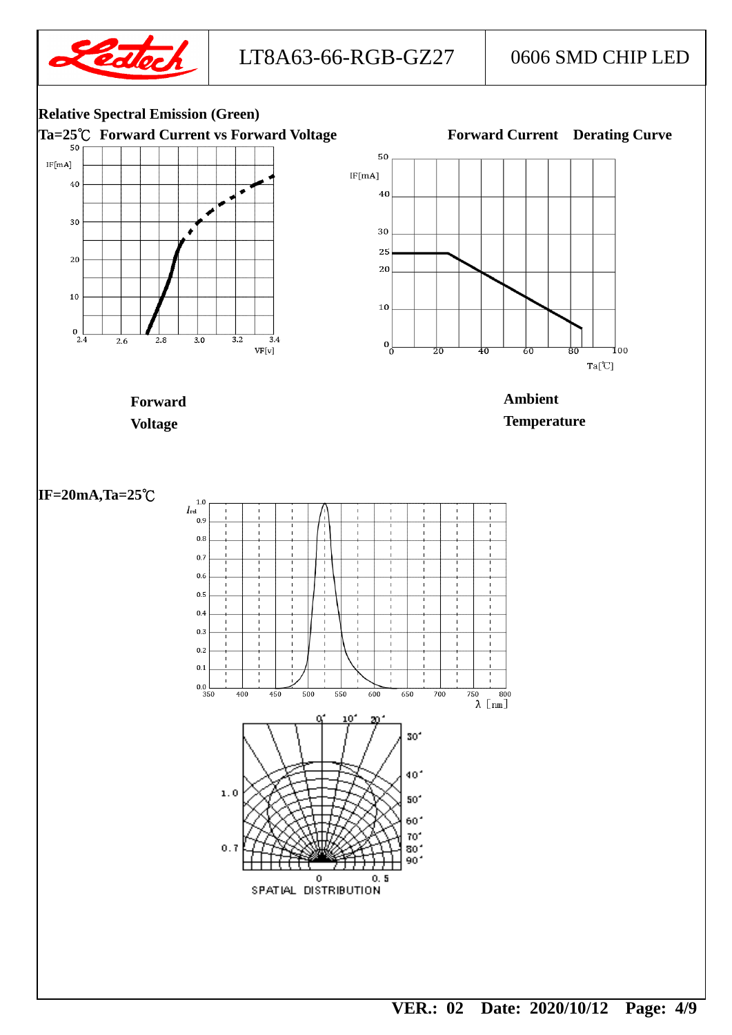## Relative Spectral Emission (Green)

**Ta=25℃ Forward Current vs Forward Voltage**

IF[mA]

50, 40, 30, 20, 10, 0

2.4, 2.6, 2.8, 3.0, 3.2, 3.4

VF[v]

**Forward Voltage**

**Forward Current Derating Curve**

IF[mA]

50, 40, 30, 25, 20, 10, 0

0, 20, 40, 60, 80, 100

Ta[℃]

**Ambient Temperature**

**IF=20mA,Ta=25℃**

$I_{rel}$

1.0, 0.9, 0.8, 0.7, 0.6, 0.5, 0.4, 0.3, 0.2, 0.1, 0.0

350, 400, 450, 500, 550, 600, 650, 700, 750, 800

λ [nm]

0°, 10°, 20°, 30°, 40°, 50°, 60°, 70°, 80°, 90°

1.0, 0.7, 0, 0.5

SPATIAL DISTRIBUTION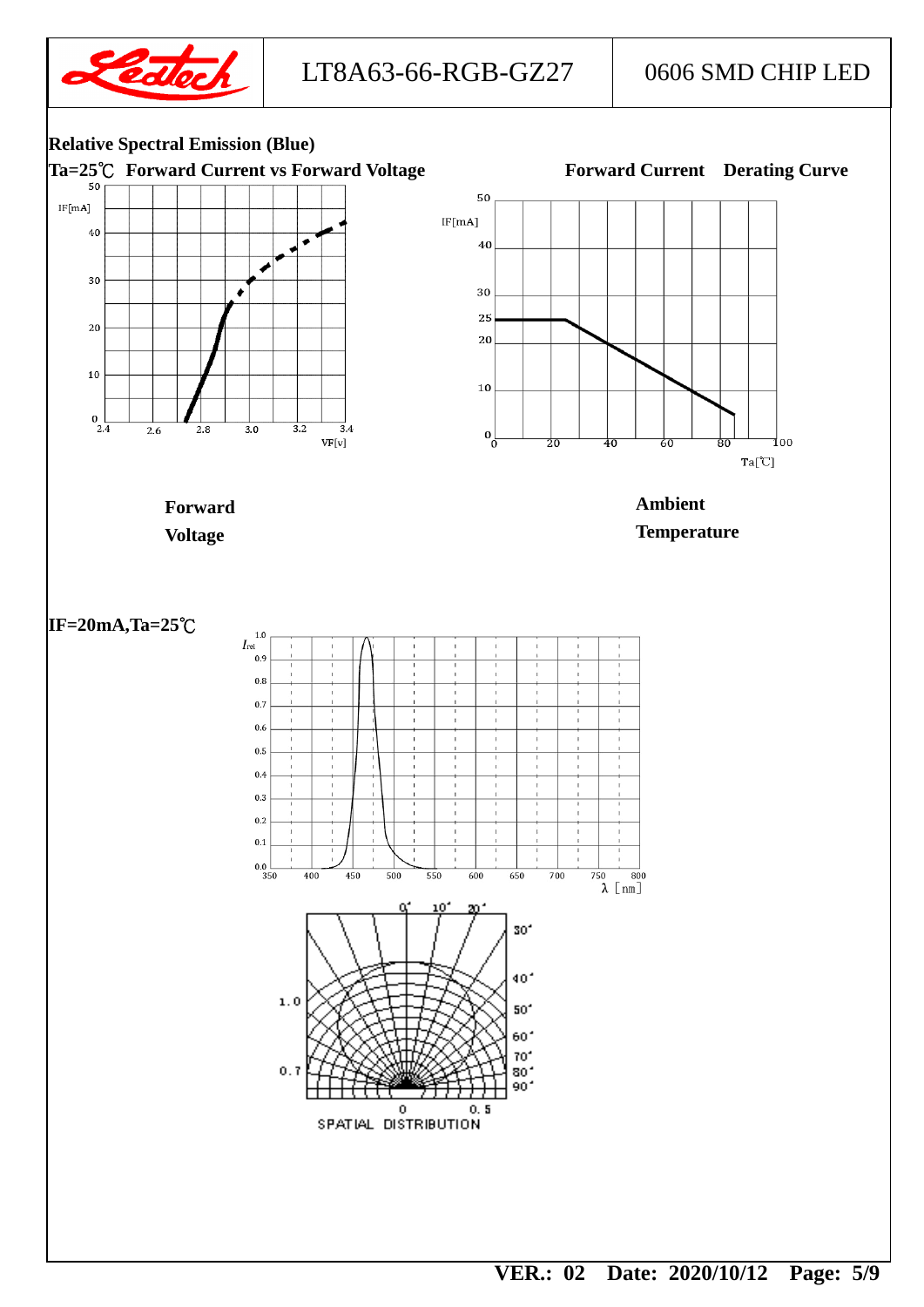**Relative Spectral Emission (Blue)**

**Ta=25℃ Forward Current vs Forward Voltage**

**Forward Current Derating Curve**

**Forward Voltage**

**Ambient Temperature**

**IF=20mA,Ta=25℃**

SPATIAL DISTRIBUTION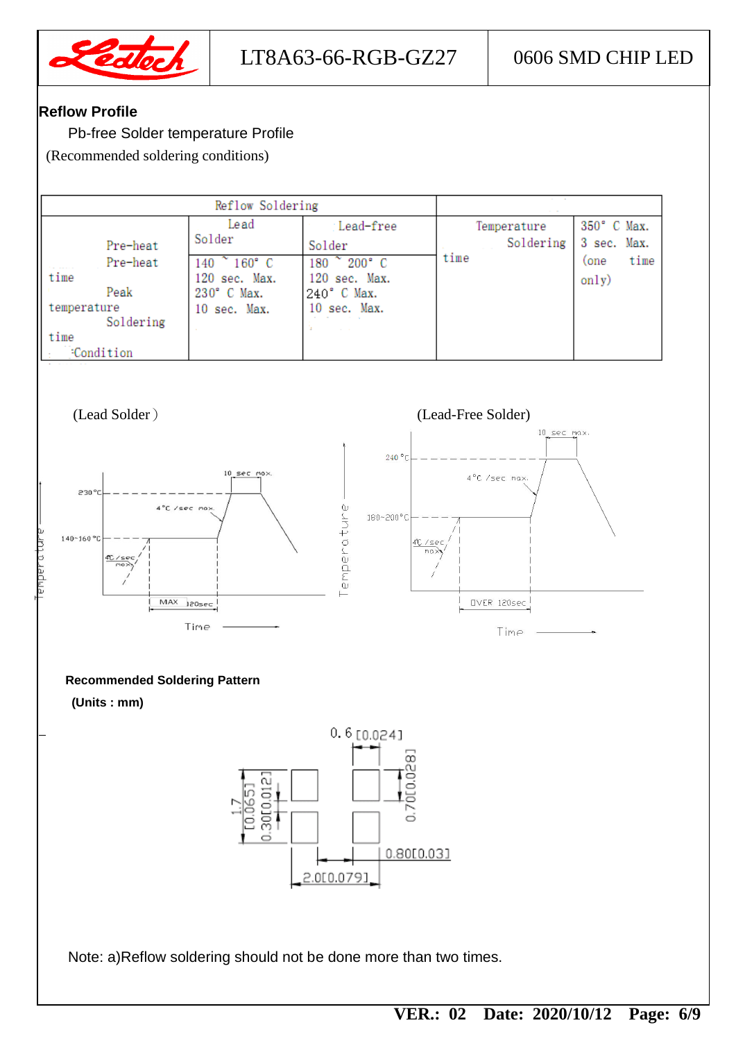## Reflow Profile

Pb-free Solder temperature Profile

(Recommended soldering conditions)

| Reflow Soldering | | | | |
|---|---|---|---|---|
| Pre-heat Pre-heat time Peak temperature Soldering time Condition | Lead Solder | Lead-free Solder | Temperature Soldering time | 350° C Max. 3 sec. Max. (one time only) |
| | 140 ~ 160° C 120 sec. Max. 230° C Max. 10 sec. Max. | 180 ~ 200° C 120 sec. Max. 240° C Max. 10 sec. Max. | | |

(Lead Solder) (Lead-Free Solder)

Recommended Soldering Pattern

(Units : mm)

Note: a)Reflow soldering should not be done more than two times.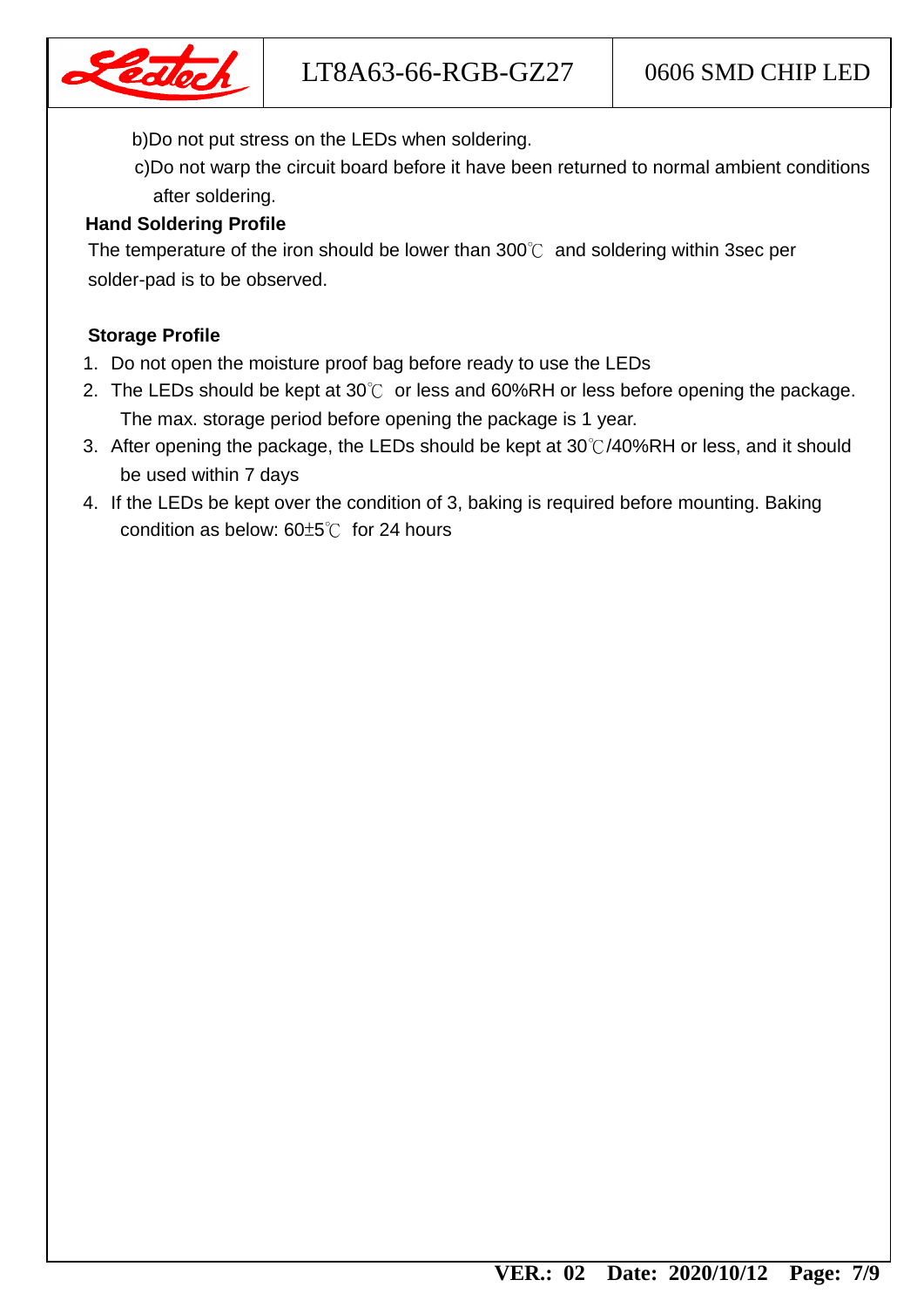b)Do not put stress on the LEDs when soldering.

c)Do not warp the circuit board before it have been returned to normal ambient conditions after soldering.

**Hand Soldering Profile**

The temperature of the iron should be lower than 300℃ and soldering within 3sec per solder-pad is to be observed.

**Storage Profile**

1. Do not open the moisture proof bag before ready to use the LEDs
2. The LEDs should be kept at 30℃ or less and 60%RH or less before opening the package. The max. storage period before opening the package is 1 year.
3. After opening the package, the LEDs should be kept at 30℃/40%RH or less, and it should be used within 7 days
4. If the LEDs be kept over the condition of 3, baking is required before mounting. Baking condition as below: 60±5℃ for 24 hours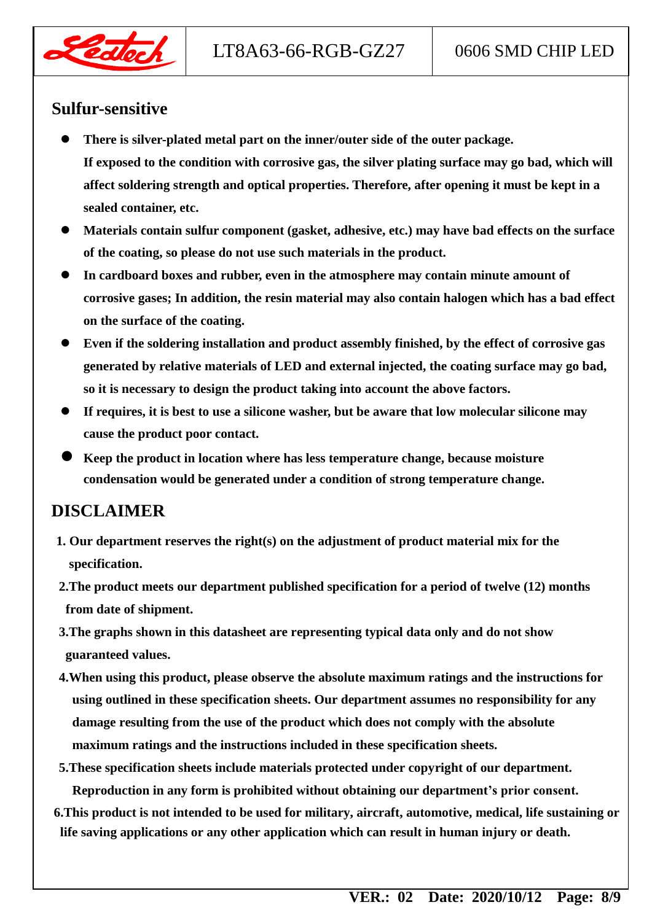## Sulfur-sensitive

- **There is silver-plated metal part on the inner/outer side of the outer package. If exposed to the condition with corrosive gas, the silver plating surface may go bad, which will affect soldering strength and optical properties. Therefore, after opening it must be kept in a sealed container, etc.**
- **Materials contain sulfur component (gasket, adhesive, etc.) may have bad effects on the surface of the coating, so please do not use such materials in the product.**
- **In cardboard boxes and rubber, even in the atmosphere may contain minute amount of corrosive gases; In addition, the resin material may also contain halogen which has a bad effect on the surface of the coating.**
- **Even if the soldering installation and product assembly finished, by the effect of corrosive gas generated by relative materials of LED and external injected, the coating surface may go bad, so it is necessary to design the product taking into account the above factors.**
- **If requires, it is best to use a silicone washer, but be aware that low molecular silicone may cause the product poor contact.**
- **Keep the product in location where has less temperature change, because moisture condensation would be generated under a condition of strong temperature change.**

## DISCLAIMER

1. **Our department reserves the right(s) on the adjustment of product material mix for the specification.**
2. **The product meets our department published specification for a period of twelve (12) months from date of shipment.**
3. **The graphs shown in this datasheet are representing typical data only and do not show guaranteed values.**
4. **When using this product, please observe the absolute maximum ratings and the instructions for using outlined in these specification sheets. Our department assumes no responsibility for any damage resulting from the use of the product which does not comply with the absolute maximum ratings and the instructions included in these specification sheets.**
5. **These specification sheets include materials protected under copyright of our department. Reproduction in any form is prohibited without obtaining our department's prior consent.**
6. **This product is not intended to be used for military, aircraft, automotive, medical, life sustaining or life saving applications or any other application which can result in human injury or death.**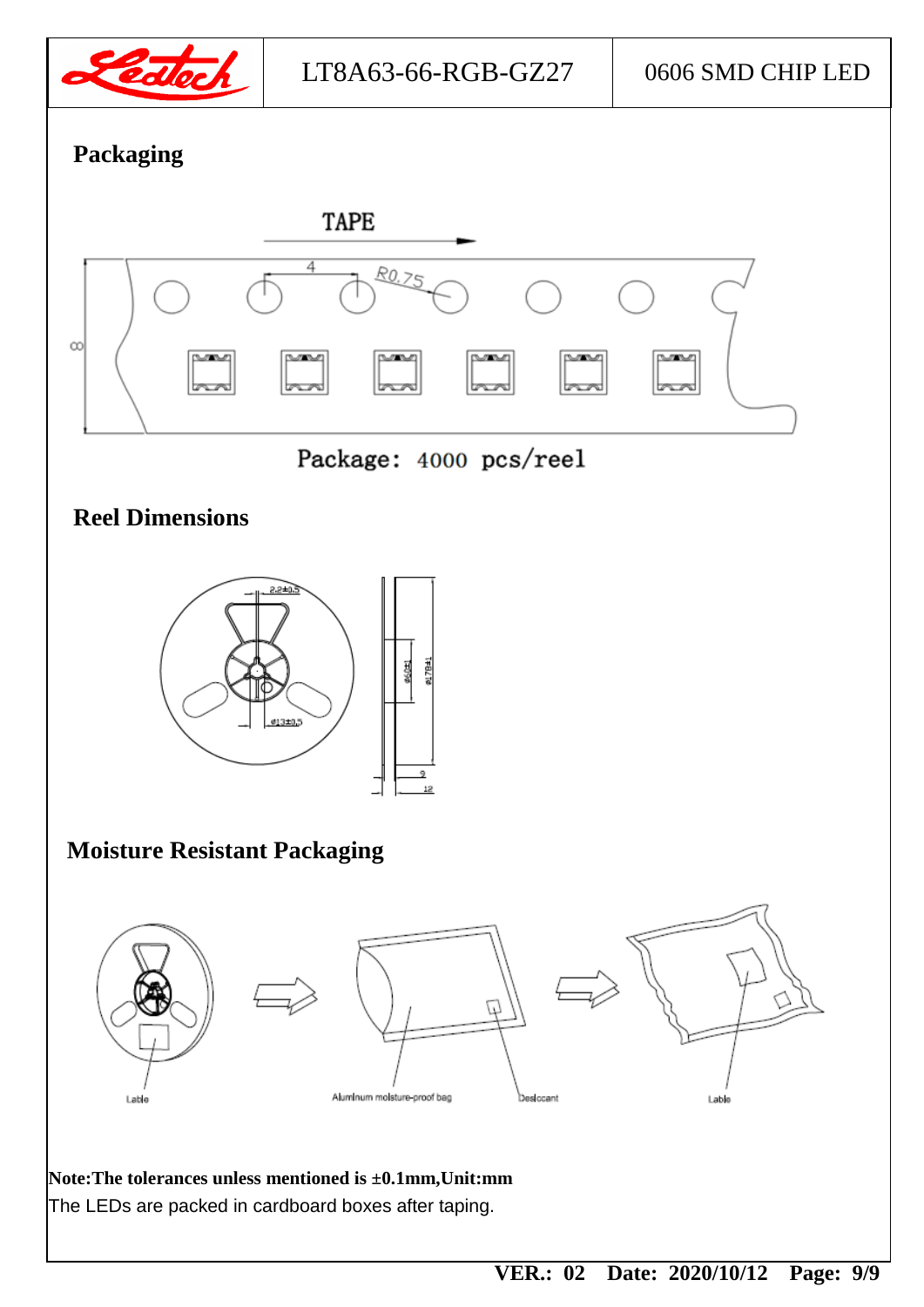## Packaging

TAPE

4

R0.75

8

Package: 4000 pcs/reel

## Reel Dimensions

2.2±0.5

Ø60±1

Ø178±1

Ø13±0.5

9

12

## Moisture Resistant Packaging

Lable

Aluminum moisture-proof bag

Desiccant

Lable

**Note:The tolerances unless mentioned is ±0.1mm,Unit:mm**

The LEDs are packed in cardboard boxes after taping.